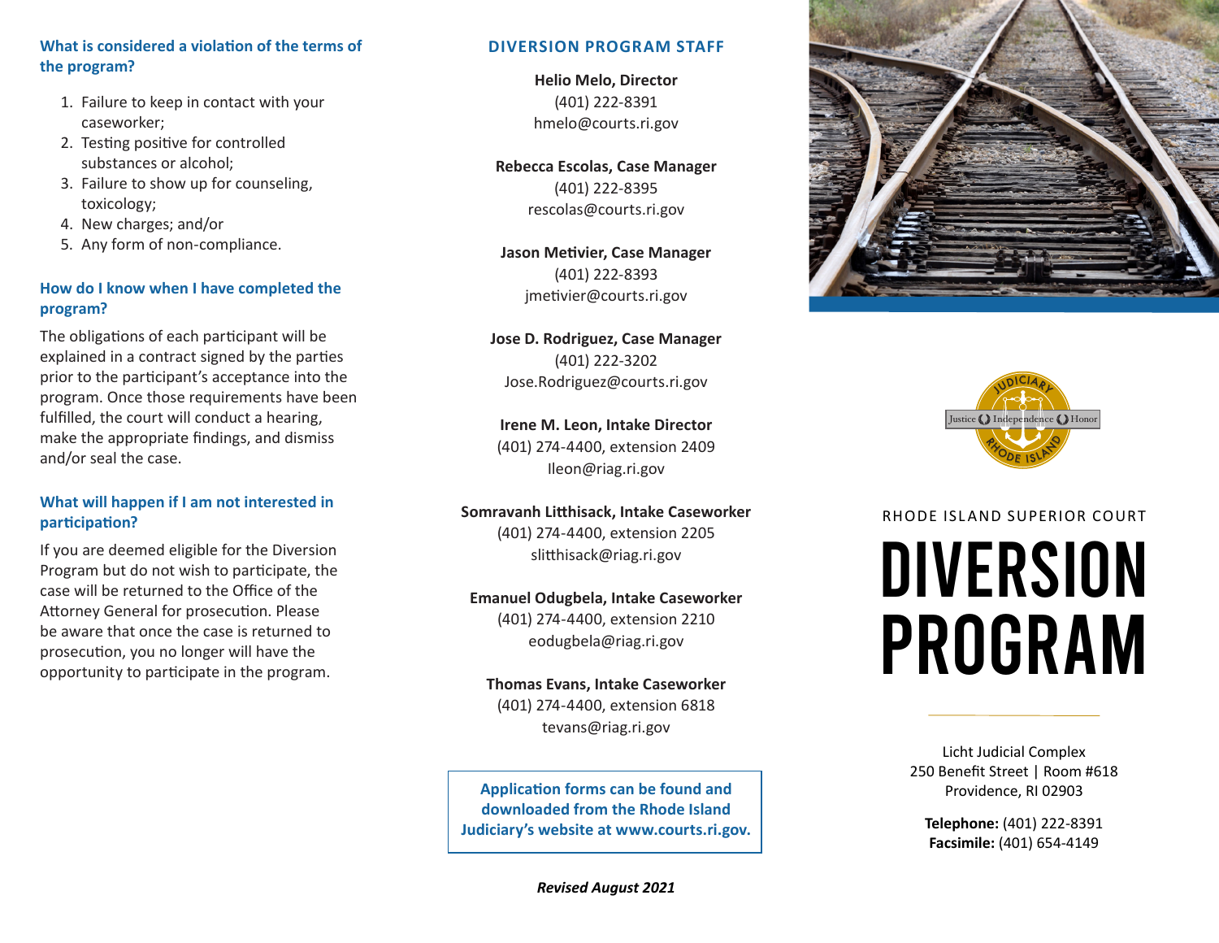### What is considered a violation of the terms of the program?

1. Failure to keep in contact with your caseworker;
2. Testing positive for controlled substances or alcohol;
3. Failure to show up for counseling, toxicology;
4. New charges; and/or
5. Any form of non-compliance.

### How do I know when I have completed the program?

The obligations of each participant will be explained in a contract signed by the parties prior to the participant's acceptance into the program. Once those requirements have been fulfilled, the court will conduct a hearing, make the appropriate findings, and dismiss and/or seal the case.

### What will happen if I am not interested in participation?

If you are deemed eligible for the Diversion Program but do not wish to participate, the case will be returned to the Office of the Attorney General for prosecution. Please be aware that once the case is returned to prosecution, you no longer will have the opportunity to participate in the program.

## DIVERSION PROGRAM STAFF

**Helio Melo, Director**
(401) 222-8391
hmelo@courts.ri.gov

**Rebecca Escolas, Case Manager**
(401) 222-8395
rescolas@courts.ri.gov

**Jason Metivier, Case Manager**
(401) 222-8393
jmetivier@courts.ri.gov

**Jose D. Rodriguez, Case Manager**
(401) 222-3202
Jose.Rodriguez@courts.ri.gov

**Irene M. Leon, Intake Director**
(401) 274-4400, extension 2409
lleon@riag.ri.gov

**Somravanh Litthisack, Intake Caseworker**
(401) 274-4400, extension 2205
slitthisack@riag.ri.gov

**Emanuel Odugbela, Intake Caseworker**
(401) 274-4400, extension 2210
eodugbela@riag.ri.gov

**Thomas Evans, Intake Caseworker**
(401) 274-4400, extension 6818
tevans@riag.ri.gov

**Application forms can be found and downloaded from the Rhode Island Judiciary's website at www.courts.ri.gov.**

***Revised August 2021***

JUDICIARY — Justice Independence Honor — RHODE ISLAND

RHODE ISLAND SUPERIOR COURT

# DIVERSION PROGRAM

Licht Judicial Complex
250 Benefit Street | Room #618
Providence, RI 02903

**Telephone:** (401) 222-8391
**Facsimile:** (401) 654-4149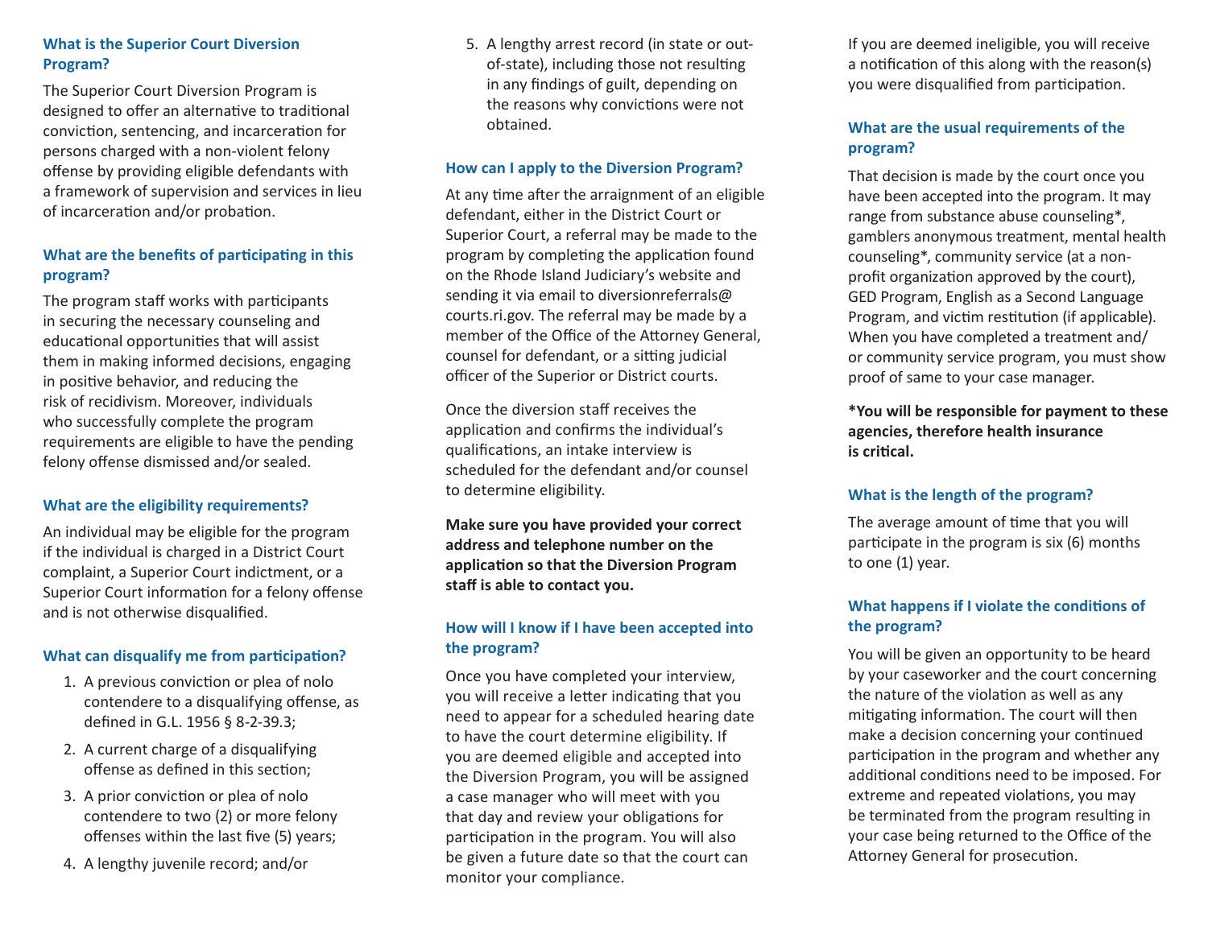## What is the Superior Court Diversion Program?

The Superior Court Diversion Program is designed to offer an alternative to traditional conviction, sentencing, and incarceration for persons charged with a non-violent felony offense by providing eligible defendants with a framework of supervision and services in lieu of incarceration and/or probation.

## What are the benefits of participating in this program?

The program staff works with participants in securing the necessary counseling and educational opportunities that will assist them in making informed decisions, engaging in positive behavior, and reducing the risk of recidivism. Moreover, individuals who successfully complete the program requirements are eligible to have the pending felony offense dismissed and/or sealed.

## What are the eligibility requirements?

An individual may be eligible for the program if the individual is charged in a District Court complaint, a Superior Court indictment, or a Superior Court information for a felony offense and is not otherwise disqualified.

## What can disqualify me from participation?

1. A previous conviction or plea of nolo contendere to a disqualifying offense, as defined in G.L. 1956 § 8-2-39.3;
2. A current charge of a disqualifying offense as defined in this section;
3. A prior conviction or plea of nolo contendere to two (2) or more felony offenses within the last five (5) years;
4. A lengthy juvenile record; and/or
5. A lengthy arrest record (in state or out-of-state), including those not resulting in any findings of guilt, depending on the reasons why convictions were not obtained.

## How can I apply to the Diversion Program?

At any time after the arraignment of an eligible defendant, either in the District Court or Superior Court, a referral may be made to the program by completing the application found on the Rhode Island Judiciary's website and sending it via email to diversionreferrals@courts.ri.gov. The referral may be made by a member of the Office of the Attorney General, counsel for defendant, or a sitting judicial officer of the Superior or District courts.

Once the diversion staff receives the application and confirms the individual's qualifications, an intake interview is scheduled for the defendant and/or counsel to determine eligibility.

**Make sure you have provided your correct address and telephone number on the application so that the Diversion Program staff is able to contact you.**

## How will I know if I have been accepted into the program?

Once you have completed your interview, you will receive a letter indicating that you need to appear for a scheduled hearing date to have the court determine eligibility. If you are deemed eligible and accepted into the Diversion Program, you will be assigned a case manager who will meet with you that day and review your obligations for participation in the program. You will also be given a future date so that the court can monitor your compliance.

If you are deemed ineligible, you will receive a notification of this along with the reason(s) you were disqualified from participation.

## What are the usual requirements of the program?

That decision is made by the court once you have been accepted into the program. It may range from substance abuse counseling*, gamblers anonymous treatment, mental health counseling*, community service (at a non-profit organization approved by the court), GED Program, English as a Second Language Program, and victim restitution (if applicable). When you have completed a treatment and/or community service program, you must show proof of same to your case manager.

***You will be responsible for payment to these agencies, therefore health insurance is critical.**

## What is the length of the program?

The average amount of time that you will participate in the program is six (6) months to one (1) year.

## What happens if I violate the conditions of the program?

You will be given an opportunity to be heard by your caseworker and the court concerning the nature of the violation as well as any mitigating information. The court will then make a decision concerning your continued participation in the program and whether any additional conditions need to be imposed. For extreme and repeated violations, you may be terminated from the program resulting in your case being returned to the Office of the Attorney General for prosecution.